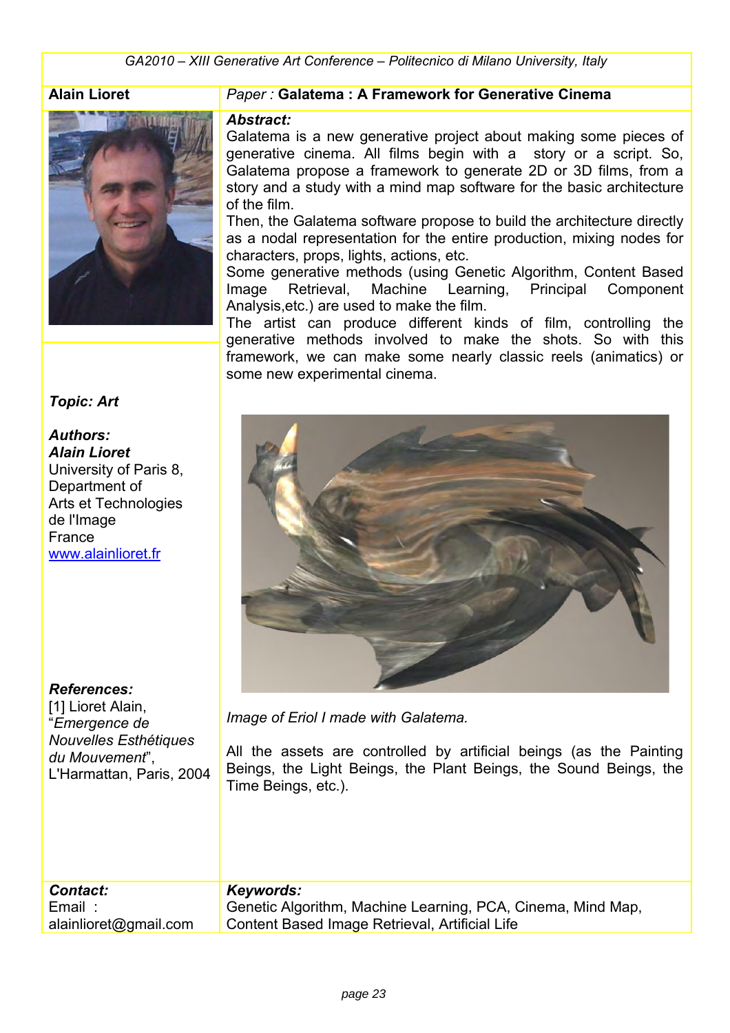**Alain Lioret**

*Paper :* **Galatema : A Framework for Generative Cinema**

***Abstract:***
Galatema is a new generative project about making some pieces of generative cinema. All films begin with a story or a script. So, Galatema propose a framework to generate 2D or 3D films, from a story and a study with a mind map software for the basic architecture of the film.
Then, the Galatema software propose to build the architecture directly as a nodal representation for the entire production, mixing nodes for characters, props, lights, actions, etc.
Some generative methods (using Genetic Algorithm, Content Based Image Retrieval, Machine Learning, Principal Component Analysis,etc.) are used to make the film.
The artist can produce different kinds of film, controlling the generative methods involved to make the shots. So with this framework, we can make some nearly classic reels (animatics) or some new experimental cinema.

***Topic: Art***

***Authors:***
***Alain Lioret***
University of Paris 8,
Department of
Arts et Technologies
de l'Image
France
www.alainlioret.fr

*Image of Eriol I made with Galatema.*

All the assets are controlled by artificial beings (as the Painting Beings, the Light Beings, the Plant Beings, the Sound Beings, the Time Beings, etc.).

***References:***
[1] Lioret Alain, "*Emergence de Nouvelles Esthétiques du Mouvement*", L'Harmattan, Paris, 2004

***Contact:***
Email :
alainlioret@gmail.com

***Keywords:***
Genetic Algorithm, Machine Learning, PCA, Cinema, Mind Map, Content Based Image Retrieval, Artificial Life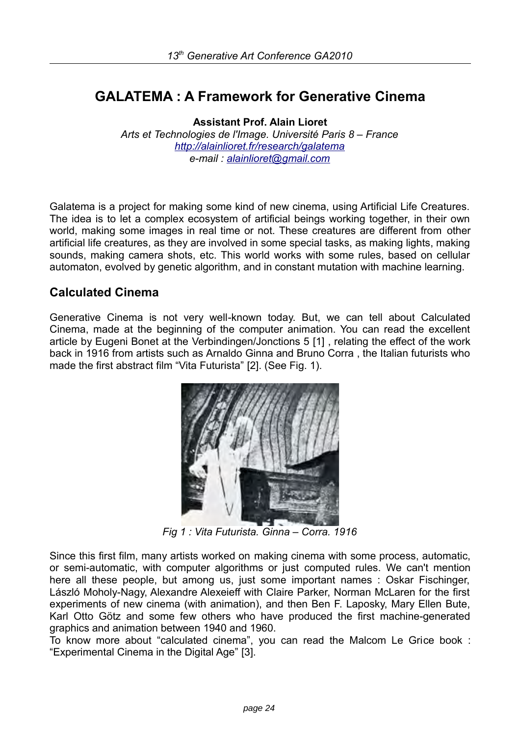# GALATEMA : A Framework for Generative Cinema

**Assistant Prof. Alain Lioret**

*Arts et Technologies de l'Image. Université Paris 8 – France*
*http://alainlioret.fr/research/galatema*
*e-mail : alainlioret@gmail.com*

Galatema is a project for making some kind of new cinema, using Artificial Life Creatures. The idea is to let a complex ecosystem of artificial beings working together, in their own world, making some images in real time or not. These creatures are different from other artificial life creatures, as they are involved in some special tasks, as making lights, making sounds, making camera shots, etc. This world works with some rules, based on cellular automaton, evolved by genetic algorithm, and in constant mutation with machine learning.

## Calculated Cinema

Generative Cinema is not very well-known today. But, we can tell about Calculated Cinema, made at the beginning of the computer animation. You can read the excellent article by Eugeni Bonet at the Verbindingen/Jonctions 5 [1] , relating the effect of the work back in 1916 from artists such as Arnaldo Ginna and Bruno Corra , the Italian futurists who made the first abstract film "Vita Futurista" [2]. (See Fig. 1).

*Fig 1 : Vita Futurista. Ginna – Corra. 1916*

Since this first film, many artists worked on making cinema with some process, automatic, or semi-automatic, with computer algorithms or just computed rules. We can't mention here all these people, but among us, just some important names : Oskar Fischinger, László Moholy-Nagy, Alexandre Alexeieff with Claire Parker, Norman McLaren for the first experiments of new cinema (with animation), and then Ben F. Laposky, Mary Ellen Bute, Karl Otto Götz and some few others who have produced the first machine-generated graphics and animation between 1940 and 1960.

To know more about "calculated cinema", you can read the Malcom Le Grice book : "Experimental Cinema in the Digital Age" [3].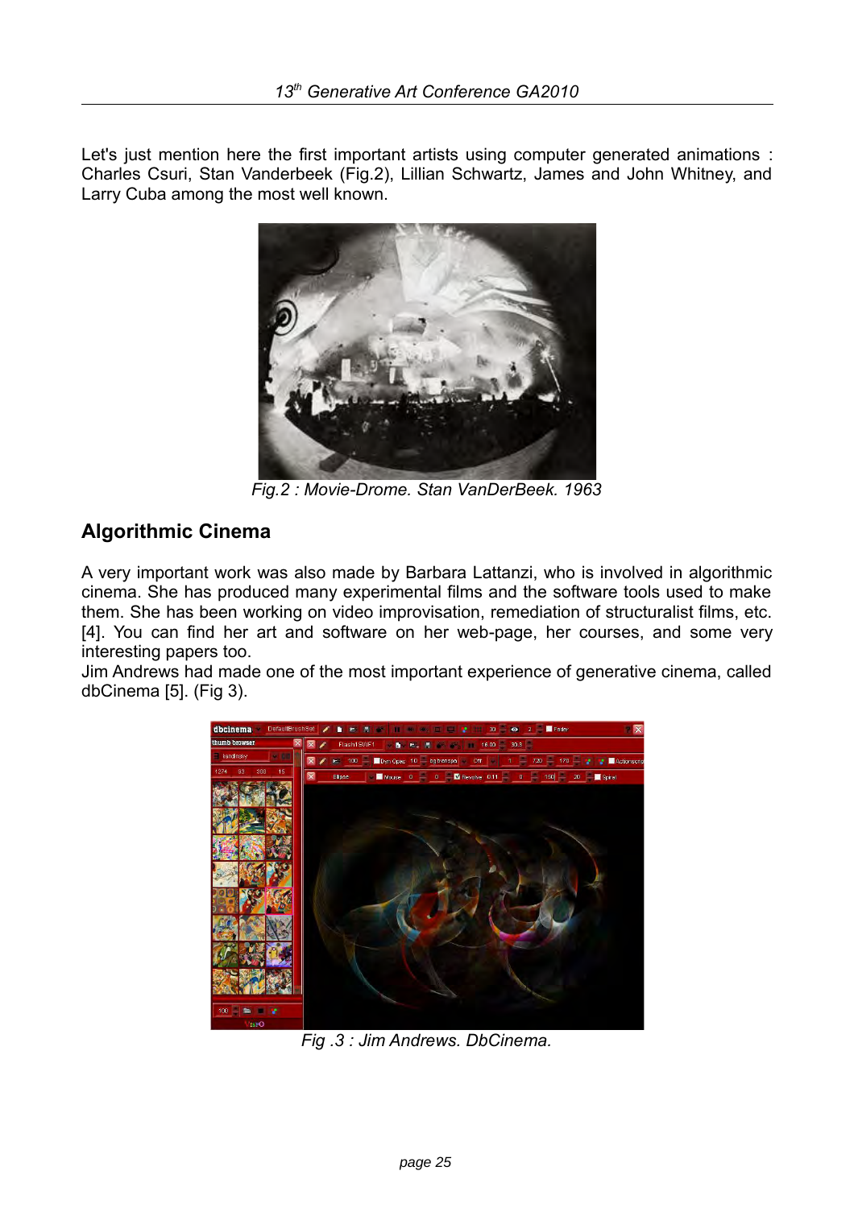Let's just mention here the first important artists using computer generated animations : Charles Csuri, Stan Vanderbeek (Fig.2), Lillian Schwartz, James and John Whitney, and Larry Cuba among the most well known.

*Fig.2 : Movie-Drome. Stan VanDerBeek. 1963*

## Algorithmic Cinema

A very important work was also made by Barbara Lattanzi, who is involved in algorithmic cinema. She has produced many experimental films and the software tools used to make them. She has been working on video improvisation, remediation of structuralist films, etc. [4]. You can find her art and software on her web-page, her courses, and some very interesting papers too.
Jim Andrews had made one of the most important experience of generative cinema, called dbCinema [5]. (Fig 3).

*Fig .3 : Jim Andrews. DbCinema.*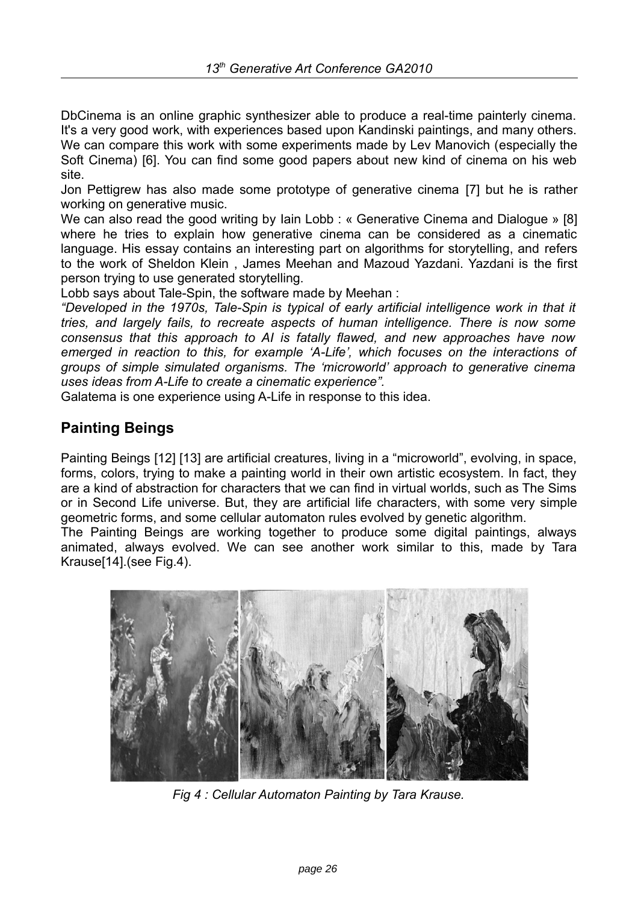DbCinema is an online graphic synthesizer able to produce a real-time painterly cinema. It's a very good work, with experiences based upon Kandinski paintings, and many others. We can compare this work with some experiments made by Lev Manovich (especially the Soft Cinema) [6]. You can find some good papers about new kind of cinema on his web site.

Jon Pettigrew has also made some prototype of generative cinema [7] but he is rather working on generative music.

We can also read the good writing by Iain Lobb : « Generative Cinema and Dialogue » [8] where he tries to explain how generative cinema can be considered as a cinematic language. His essay contains an interesting part on algorithms for storytelling, and refers to the work of Sheldon Klein , James Meehan and Mazoud Yazdani. Yazdani is the first person trying to use generated storytelling.

Lobb says about Tale-Spin, the software made by Meehan :

*"Developed in the 1970s, Tale-Spin is typical of early artificial intelligence work in that it tries, and largely fails, to recreate aspects of human intelligence. There is now some consensus that this approach to AI is fatally flawed, and new approaches have now emerged in reaction to this, for example 'A-Life', which focuses on the interactions of groups of simple simulated organisms. The 'microworld' approach to generative cinema uses ideas from A-Life to create a cinematic experience".*

Galatema is one experience using A-Life in response to this idea.

## Painting Beings

Painting Beings [12] [13] are artificial creatures, living in a "microworld", evolving, in space, forms, colors, trying to make a painting world in their own artistic ecosystem. In fact, they are a kind of abstraction for characters that we can find in virtual worlds, such as The Sims or in Second Life universe. But, they are artificial life characters, with some very simple geometric forms, and some cellular automaton rules evolved by genetic algorithm.

The Painting Beings are working together to produce some digital paintings, always animated, always evolved. We can see another work similar to this, made by Tara Krause[14].(see Fig.4).

*Fig 4 : Cellular Automaton Painting by Tara Krause.*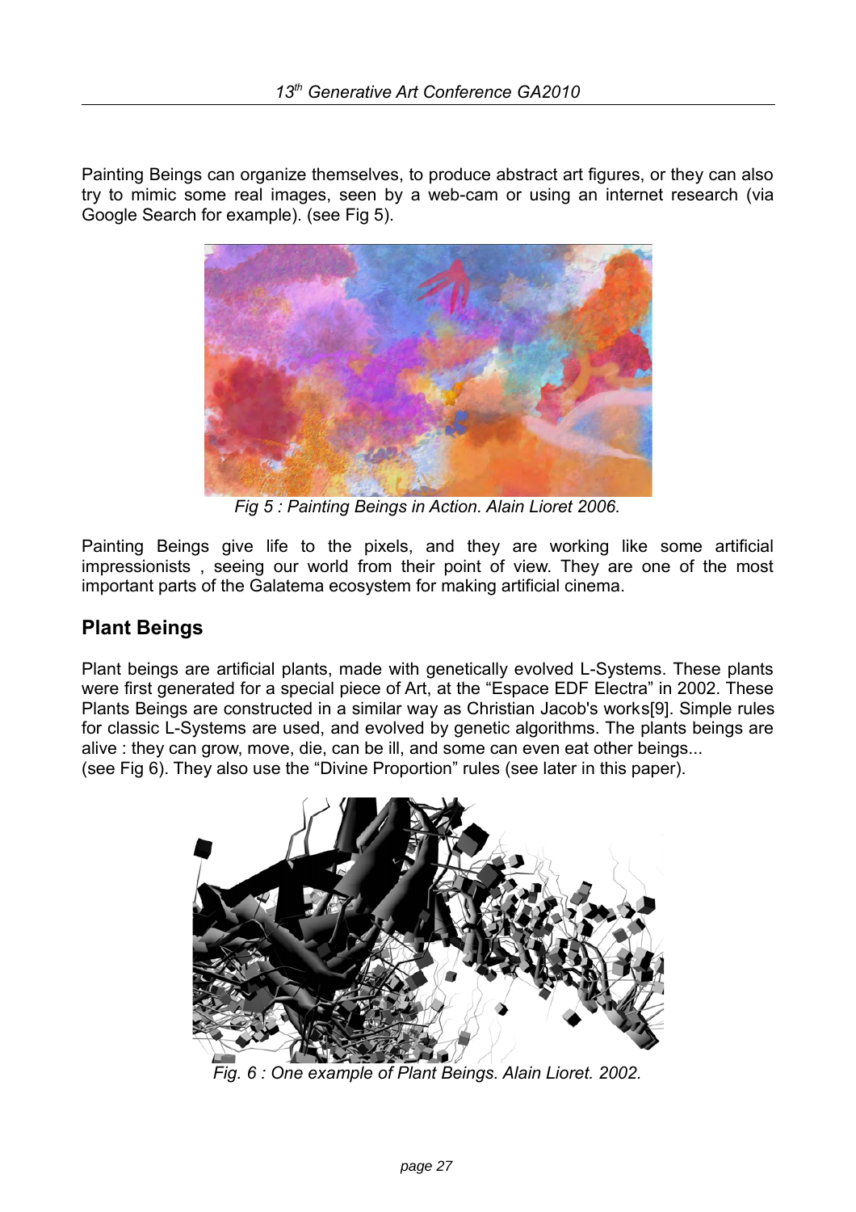Painting Beings can organize themselves, to produce abstract art figures, or they can also try to mimic some real images, seen by a web-cam or using an internet research (via Google Search for example). (see Fig 5).

*Fig 5 : Painting Beings in Action. Alain Lioret 2006.*

Painting Beings give life to the pixels, and they are working like some artificial impressionists , seeing our world from their point of view. They are one of the most important parts of the Galatema ecosystem for making artificial cinema.

## Plant Beings

Plant beings are artificial plants, made with genetically evolved L-Systems. These plants were first generated for a special piece of Art, at the “Espace EDF Electra” in 2002. These Plants Beings are constructed in a similar way as Christian Jacob's works[9]. Simple rules for classic L-Systems are used, and evolved by genetic algorithms. The plants beings are alive : they can grow, move, die, can be ill, and some can even eat other beings... (see Fig 6). They also use the “Divine Proportion” rules (see later in this paper).

*Fig. 6 : One example of Plant Beings. Alain Lioret. 2002.*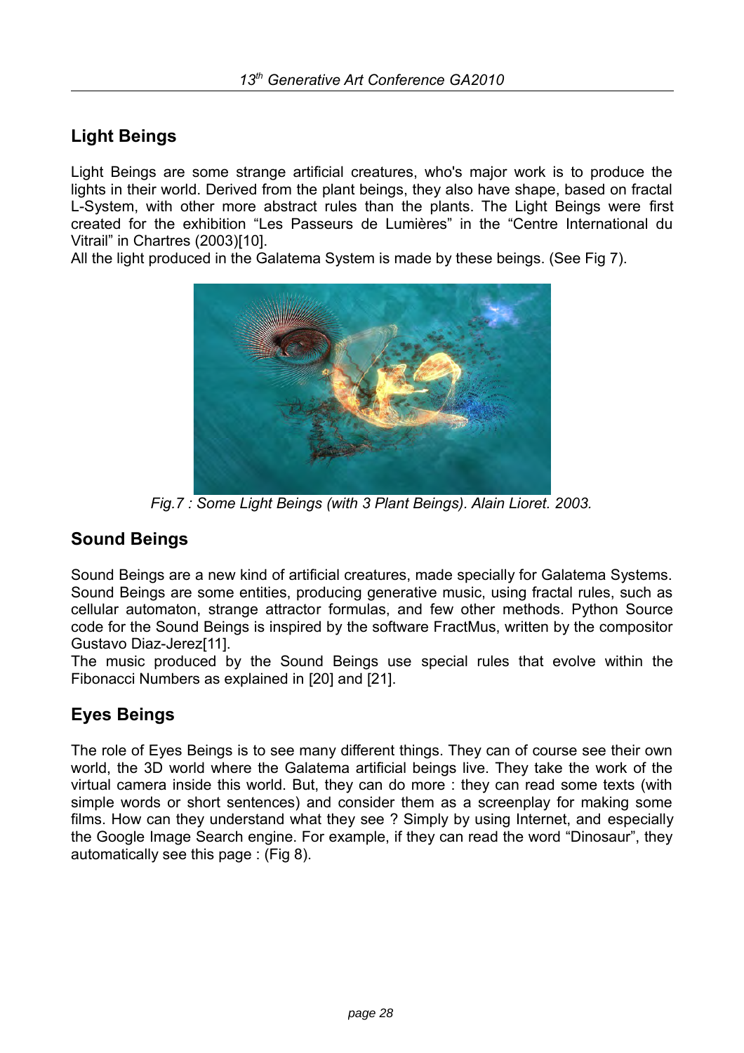## Light Beings

Light Beings are some strange artificial creatures, who's major work is to produce the lights in their world. Derived from the plant beings, they also have shape, based on fractal L-System, with other more abstract rules than the plants. The Light Beings were first created for the exhibition "Les Passeurs de Lumières" in the "Centre International du Vitrail" in Chartres (2003)[10].
All the light produced in the Galatema System is made by these beings. (See Fig 7).

*Fig.7 : Some Light Beings (with 3 Plant Beings). Alain Lioret. 2003.*

## Sound Beings

Sound Beings are a new kind of artificial creatures, made specially for Galatema Systems. Sound Beings are some entities, producing generative music, using fractal rules, such as cellular automaton, strange attractor formulas, and few other methods. Python Source code for the Sound Beings is inspired by the software FractMus, written by the compositor Gustavo Diaz-Jerez[11].
The music produced by the Sound Beings use special rules that evolve within the Fibonacci Numbers as explained in [20] and [21].

## Eyes Beings

The role of Eyes Beings is to see many different things. They can of course see their own world, the 3D world where the Galatema artificial beings live. They take the work of the virtual camera inside this world. But, they can do more : they can read some texts (with simple words or short sentences) and consider them as a screenplay for making some films. How can they understand what they see ? Simply by using Internet, and especially the Google Image Search engine. For example, if they can read the word "Dinosaur", they automatically see this page : (Fig 8).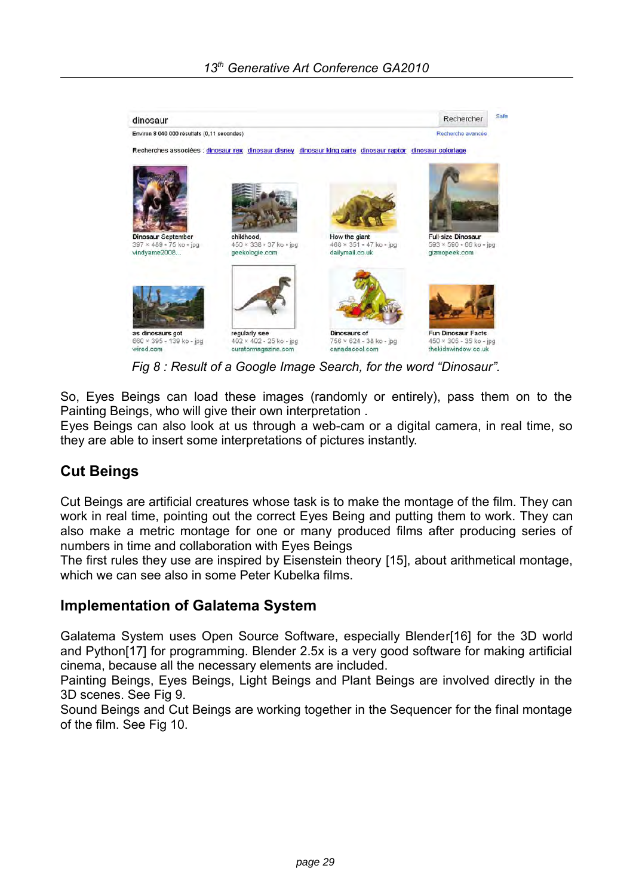Fig 8 : Result of a Google Image Search, for the word “Dinosaur”.

So, Eyes Beings can load these images (randomly or entirely), pass them on to the Painting Beings, who will give their own interpretation .
Eyes Beings can also look at us through a web-cam or a digital camera, in real time, so they are able to insert some interpretations of pictures instantly.

## Cut Beings

Cut Beings are artificial creatures whose task is to make the montage of the film. They can work in real time, pointing out the correct Eyes Being and putting them to work. They can also make a metric montage for one or many produced films after producing series of numbers in time and collaboration with Eyes Beings
The first rules they use are inspired by Eisenstein theory [15], about arithmetical montage, which we can see also in some Peter Kubelka films.

## Implementation of Galatema System

Galatema System uses Open Source Software, especially Blender[16] for the 3D world and Python[17] for programming. Blender 2.5x is a very good software for making artificial cinema, because all the necessary elements are included.
Painting Beings, Eyes Beings, Light Beings and Plant Beings are involved directly in the 3D scenes. See Fig 9.
Sound Beings and Cut Beings are working together in the Sequencer for the final montage of the film. See Fig 10.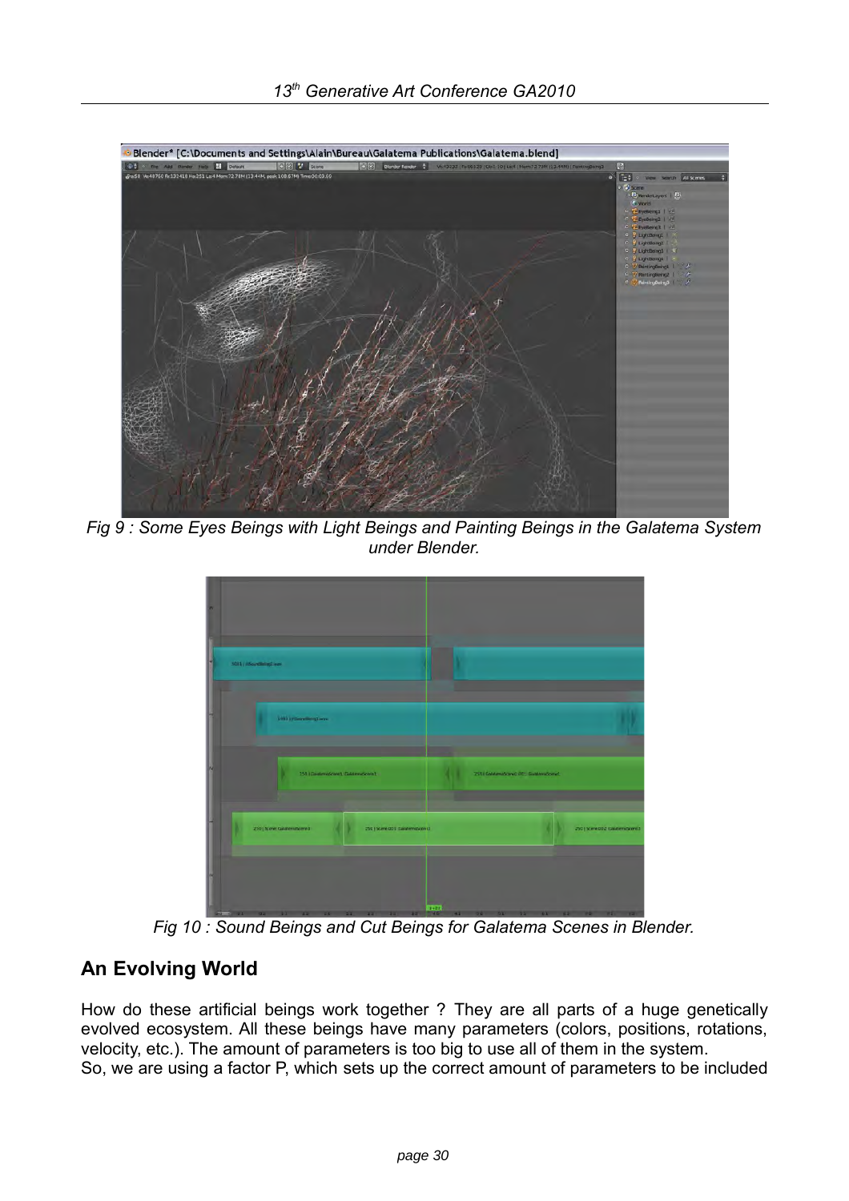Fig 9 : Some Eyes Beings with Light Beings and Painting Beings in the Galatema System under Blender.

Fig 10 : Sound Beings and Cut Beings for Galatema Scenes in Blender.

## An Evolving World

How do these artificial beings work together ? They are all parts of a huge genetically evolved ecosystem. All these beings have many parameters (colors, positions, rotations, velocity, etc.). The amount of parameters is too big to use all of them in the system.
So, we are using a factor P, which sets up the correct amount of parameters to be included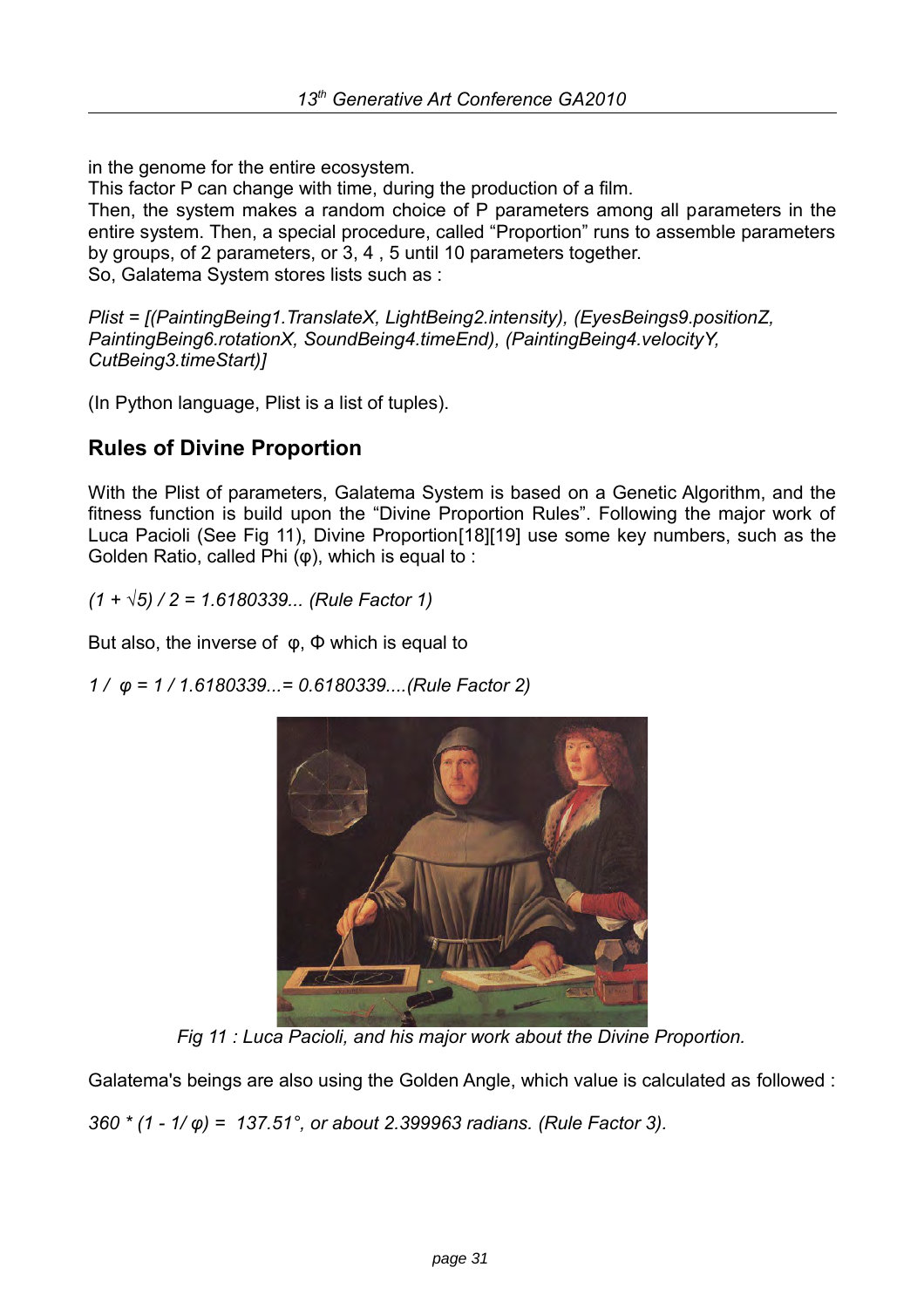in the genome for the entire ecosystem.
This factor P can change with time, during the production of a film.
Then, the system makes a random choice of P parameters among all parameters in the entire system. Then, a special procedure, called "Proportion" runs to assemble parameters by groups, of 2 parameters, or 3, 4 , 5 until 10 parameters together.
So, Galatema System stores lists such as :

*Plist = [(PaintingBeing1.TranslateX, LightBeing2.intensity), (EyesBeings9.positionZ, PaintingBeing6.rotationX, SoundBeing4.timeEnd), (PaintingBeing4.velocityY, CutBeing3.timeStart)]*

(In Python language, Plist is a list of tuples).

## Rules of Divine Proportion

With the Plist of parameters, Galatema System is based on a Genetic Algorithm, and the fitness function is build upon the "Divine Proportion Rules". Following the major work of Luca Pacioli (See Fig 11), Divine Proportion[18][19] use some key numbers, such as the Golden Ratio, called Phi ($\varphi$), which is equal to :

*$(1 + \sqrt{5}) / 2 = 1.6180339...$ (Rule Factor 1)*

But also, the inverse of $\varphi$, $\Phi$ which is equal to

*$1 / \varphi = 1 / 1.6180339... = 0.6180339....$(Rule Factor 2)*

*Fig 11 : Luca Pacioli, and his major work about the Divine Proportion.*

Galatema's beings are also using the Golden Angle, which value is calculated as followed :

*$360 * (1 - 1/\varphi) = 137.51°$, or about 2.399963 radians. (Rule Factor 3).*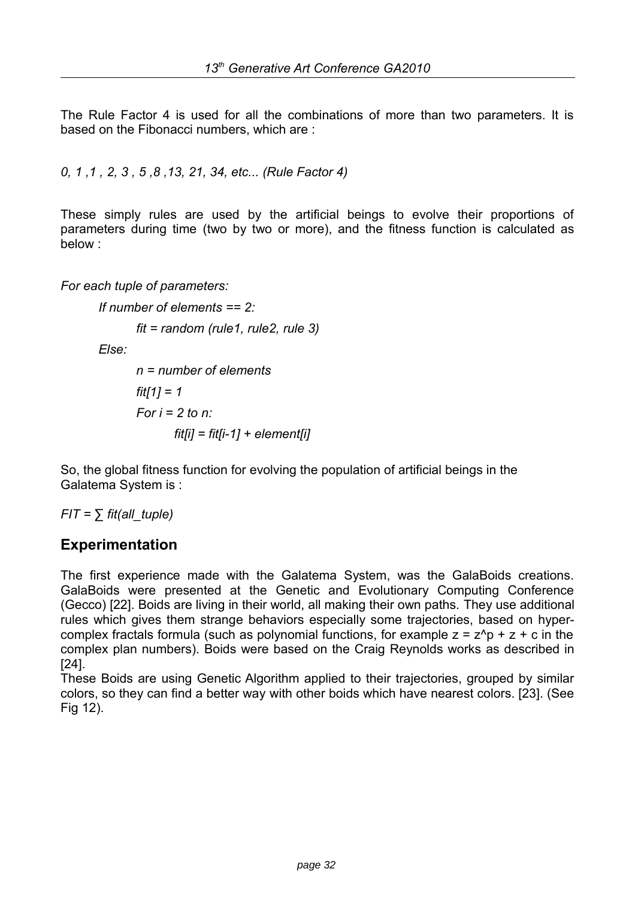The Rule Factor 4 is used for all the combinations of more than two parameters. It is based on the Fibonacci numbers, which are :

*0, 1 ,1 , 2, 3 , 5 ,8 ,13, 21, 34, etc... (Rule Factor 4)*

These simply rules are used by the artificial beings to evolve their proportions of parameters during time (two by two or more), and the fitness function is calculated as below :

```
For each tuple of parameters:
    If number of elements == 2:
        fit = random (rule1, rule2, rule 3)
    Else:
        n = number of elements
        fit[1] = 1
        For i = 2 to n:
            fit[i] = fit[i-1] + element[i]
```

So, the global fitness function for evolving the population of artificial beings in the Galatema System is :

*FIT = ∑ fit(all_tuple)*

## Experimentation

The first experience made with the Galatema System, was the GalaBoids creations. GalaBoids were presented at the Genetic and Evolutionary Computing Conference (Gecco) [22]. Boids are living in their world, all making their own paths. They use additional rules which gives them strange behaviors especially some trajectories, based on hyper-complex fractals formula (such as polynomial functions, for example $z = z^p + z + c$ in the complex plan numbers). Boids were based on the Craig Reynolds works as described in [24].

These Boids are using Genetic Algorithm applied to their trajectories, grouped by similar colors, so they can find a better way with other boids which have nearest colors. [23]. (See Fig 12).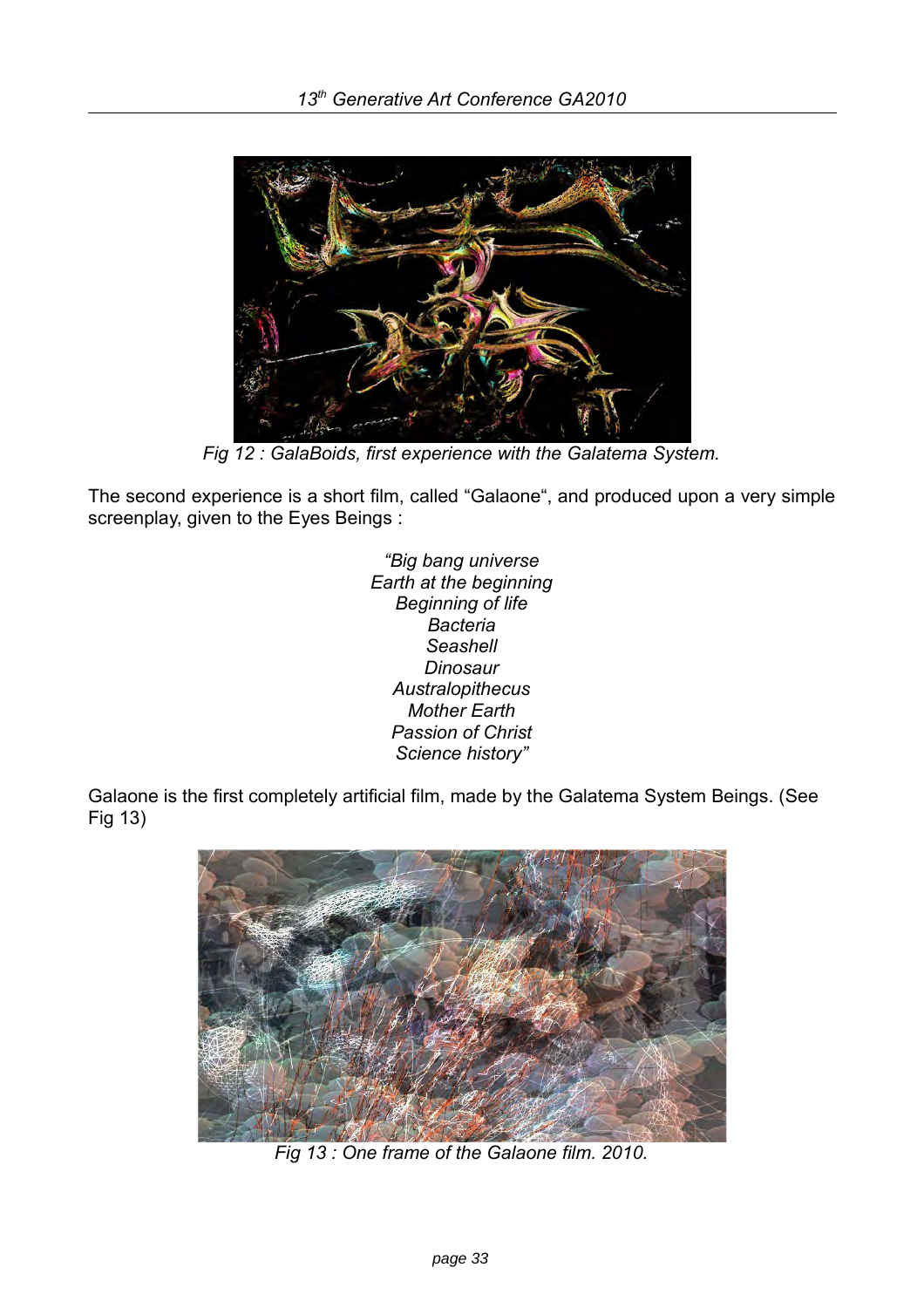*Fig 12 : GalaBoids, first experience with the Galatema System.*

The second experience is a short film, called “Galaone“, and produced upon a very simple screenplay, given to the Eyes Beings :

*“Big bang universe*
*Earth at the beginning*
*Beginning of life*
*Bacteria*
*Seashell*
*Dinosaur*
*Australopithecus*
*Mother Earth*
*Passion of Christ*
*Science history”*

Galaone is the first completely artificial film, made by the Galatema System Beings. (See Fig 13)

*Fig 13 : One frame of the Galaone film. 2010.*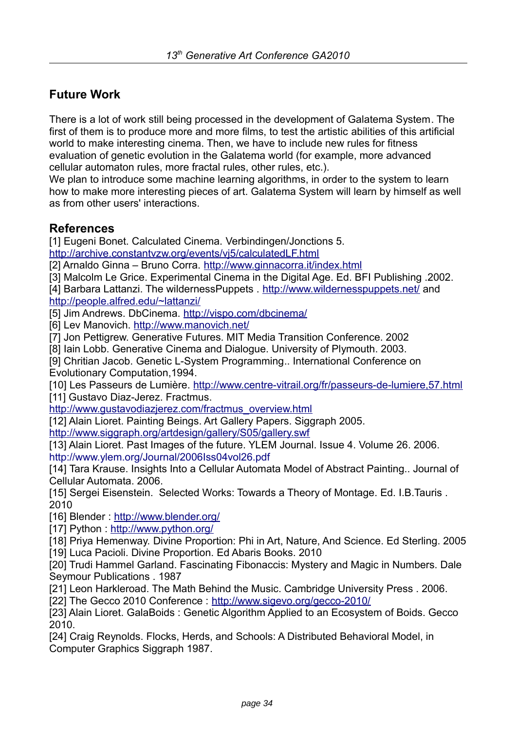## Future Work

There is a lot of work still being processed in the development of Galatema System. The first of them is to produce more and more films, to test the artistic abilities of this artificial world to make interesting cinema. Then, we have to include new rules for fitness evaluation of genetic evolution in the Galatema world (for example, more advanced cellular automaton rules, more fractal rules, other rules, etc.).

We plan to introduce some machine learning algorithms, in order to the system to learn how to make more interesting pieces of art. Galatema System will learn by himself as well as from other users' interactions.

## References

[1] Eugeni Bonet. Calculated Cinema. Verbindingen/Jonctions 5. http://archive.constantvzw.org/events/vj5/calculatedLF.html

[2] Arnaldo Ginna – Bruno Corra. http://www.ginnacorra.it/index.html

[3] Malcolm Le Grice. Experimental Cinema in the Digital Age. Ed. BFI Publishing .2002.

[4] Barbara Lattanzi. The wildernessPuppets . http://www.wildernesspuppets.net/ and http://people.alfred.edu/~lattanzi/

[5] Jim Andrews. DbCinema. http://vispo.com/dbcinema/

[6] Lev Manovich. http://www.manovich.net/

[7] Jon Pettigrew. Generative Futures. MIT Media Transition Conference. 2002

[8] Iain Lobb. Generative Cinema and Dialogue. University of Plymouth. 2003.

[9] Chritian Jacob. Genetic L-System Programming.. International Conference on Evolutionary Computation,1994.

[10] Les Passeurs de Lumière. http://www.centre-vitrail.org/fr/passeurs-de-lumiere,57.html

[11] Gustavo Diaz-Jerez. Fractmus. http://www.gustavodiazjerez.com/fractmus_overview.html

[12] Alain Lioret. Painting Beings. Art Gallery Papers. Siggraph 2005. http://www.siggraph.org/artdesign/gallery/S05/gallery.swf

[13] Alain Lioret. Past Images of the future. YLEM Journal. Issue 4. Volume 26. 2006. http://www.ylem.org/Journal/2006Iss04vol26.pdf

[14] Tara Krause. Insights Into a Cellular Automata Model of Abstract Painting.. Journal of Cellular Automata. 2006.

[15] Sergei Eisenstein. Selected Works: Towards a Theory of Montage. Ed. I.B.Tauris . 2010

[16] Blender : http://www.blender.org/

[17] Python : http://www.python.org/

[18] Priya Hemenway. Divine Proportion: Phi in Art, Nature, And Science. Ed Sterling. 2005

[19] Luca Pacioli. Divine Proportion. Ed Abaris Books. 2010

[20] Trudi Hammel Garland. Fascinating Fibonaccis: Mystery and Magic in Numbers. Dale Seymour Publications . 1987

[21] Leon Harkleroad. The Math Behind the Music. Cambridge University Press . 2006.

[22] The Gecco 2010 Conference : http://www.sigevo.org/gecco-2010/

[23] Alain Lioret. GalaBoids : Genetic Algorithm Applied to an Ecosystem of Boids. Gecco 2010.

[24] Craig Reynolds. Flocks, Herds, and Schools: A Distributed Behavioral Model, in Computer Graphics Siggraph 1987.